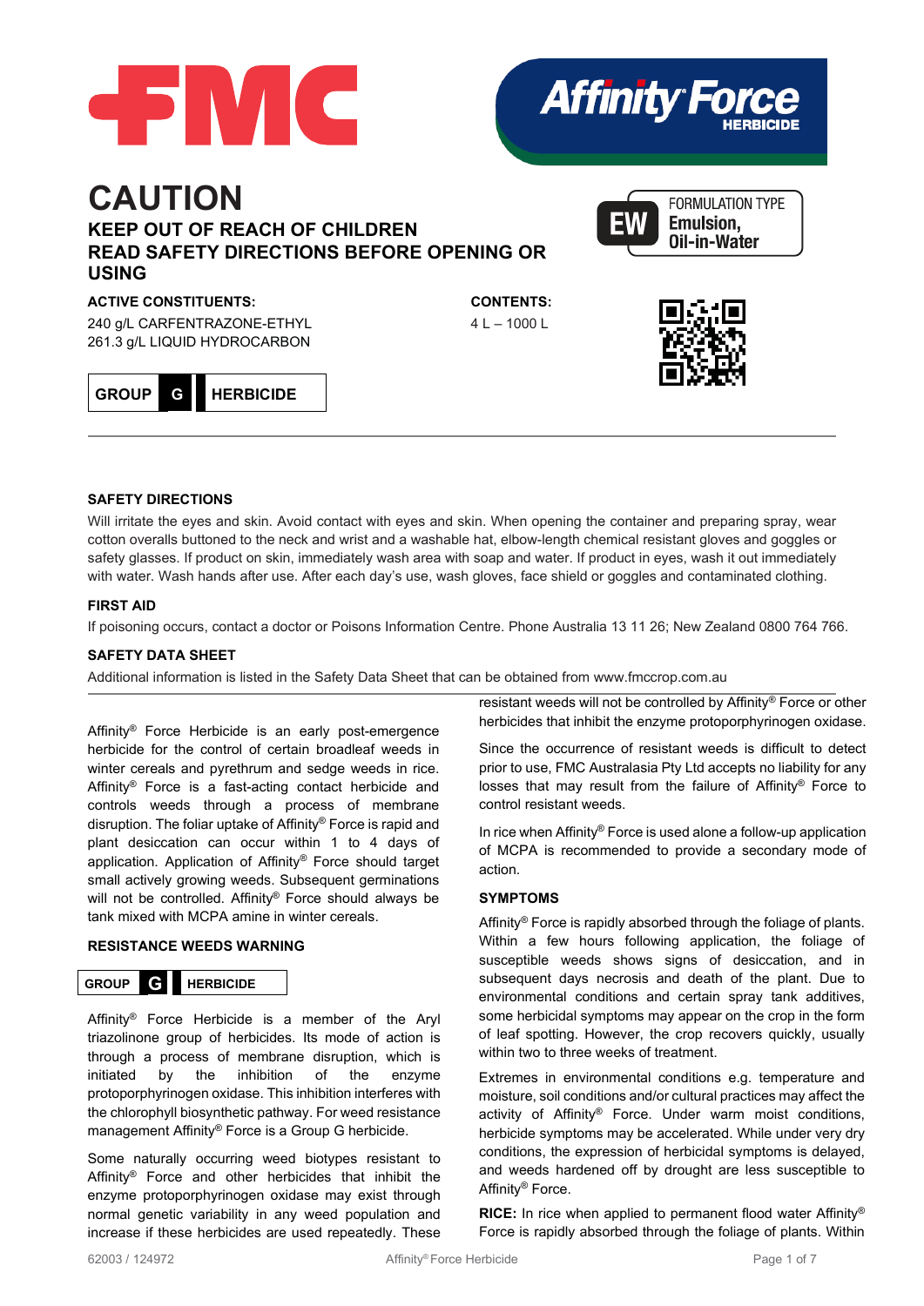FMC

**Affinity® Force HERBICIDE**

# CAUTION

## KEEP OUT OF REACH OF CHILDREN

## READ SAFETY DIRECTIONS BEFORE OPENING OR USING

FORMULATION TYPE **EW Emulsion, Oil-in-Water**

**ACTIVE CONSTITUENTS:**

240 g/L CARFENTRAZONE-ETHYL
261.3 g/L LIQUID HYDROCARBON

**CONTENTS:**

4 L – 1000 L

**GROUP G HERBICIDE**

### SAFETY DIRECTIONS

Will irritate the eyes and skin. Avoid contact with eyes and skin. When opening the container and preparing spray, wear cotton overalls buttoned to the neck and wrist and a washable hat, elbow-length chemical resistant gloves and goggles or safety glasses. If product on skin, immediately wash area with soap and water. If product in eyes, wash it out immediately with water. Wash hands after use. After each day's use, wash gloves, face shield or goggles and contaminated clothing.

### FIRST AID

If poisoning occurs, contact a doctor or Poisons Information Centre. Phone Australia 13 11 26; New Zealand 0800 764 766.

### SAFETY DATA SHEET

Additional information is listed in the Safety Data Sheet that can be obtained from www.fmccrop.com.au

Affinity® Force Herbicide is an early post-emergence herbicide for the control of certain broadleaf weeds in winter cereals and pyrethrum and sedge weeds in rice. Affinity® Force is a fast-acting contact herbicide and controls weeds through a process of membrane disruption. The foliar uptake of Affinity® Force is rapid and plant desiccation can occur within 1 to 4 days of application. Application of Affinity® Force should target small actively growing weeds. Subsequent germinations will not be controlled. Affinity® Force should always be tank mixed with MCPA amine in winter cereals.

### RESISTANCE WEEDS WARNING

**GROUP G HERBICIDE**

Affinity® Force Herbicide is a member of the Aryl triazolinone group of herbicides. Its mode of action is through a process of membrane disruption, which is initiated by the inhibition of the enzyme protoporphyrinogen oxidase. This inhibition interferes with the chlorophyll biosynthetic pathway. For weed resistance management Affinity® Force is a Group G herbicide.

Some naturally occurring weed biotypes resistant to Affinity® Force and other herbicides that inhibit the enzyme protoporphyrinogen oxidase may exist through normal genetic variability in any weed population and increase if these herbicides are used repeatedly. These resistant weeds will not be controlled by Affinity® Force or other herbicides that inhibit the enzyme protoporphyrinogen oxidase.

Since the occurrence of resistant weeds is difficult to detect prior to use, FMC Australasia Pty Ltd accepts no liability for any losses that may result from the failure of Affinity® Force to control resistant weeds.

In rice when Affinity® Force is used alone a follow-up application of MCPA is recommended to provide a secondary mode of action.

### SYMPTOMS

Affinity® Force is rapidly absorbed through the foliage of plants. Within a few hours following application, the foliage of susceptible weeds shows signs of desiccation, and in subsequent days necrosis and death of the plant. Due to environmental conditions and certain spray tank additives, some herbicidal symptoms may appear on the crop in the form of leaf spotting. However, the crop recovers quickly, usually within two to three weeks of treatment.

Extremes in environmental conditions e.g. temperature and moisture, soil conditions and/or cultural practices may affect the activity of Affinity® Force. Under warm moist conditions, herbicide symptoms may be accelerated. While under very dry conditions, the expression of herbicidal symptoms is delayed, and weeds hardened off by drought are less susceptible to Affinity® Force.

**RICE:** In rice when applied to permanent flood water Affinity® Force is rapidly absorbed through the foliage of plants. Within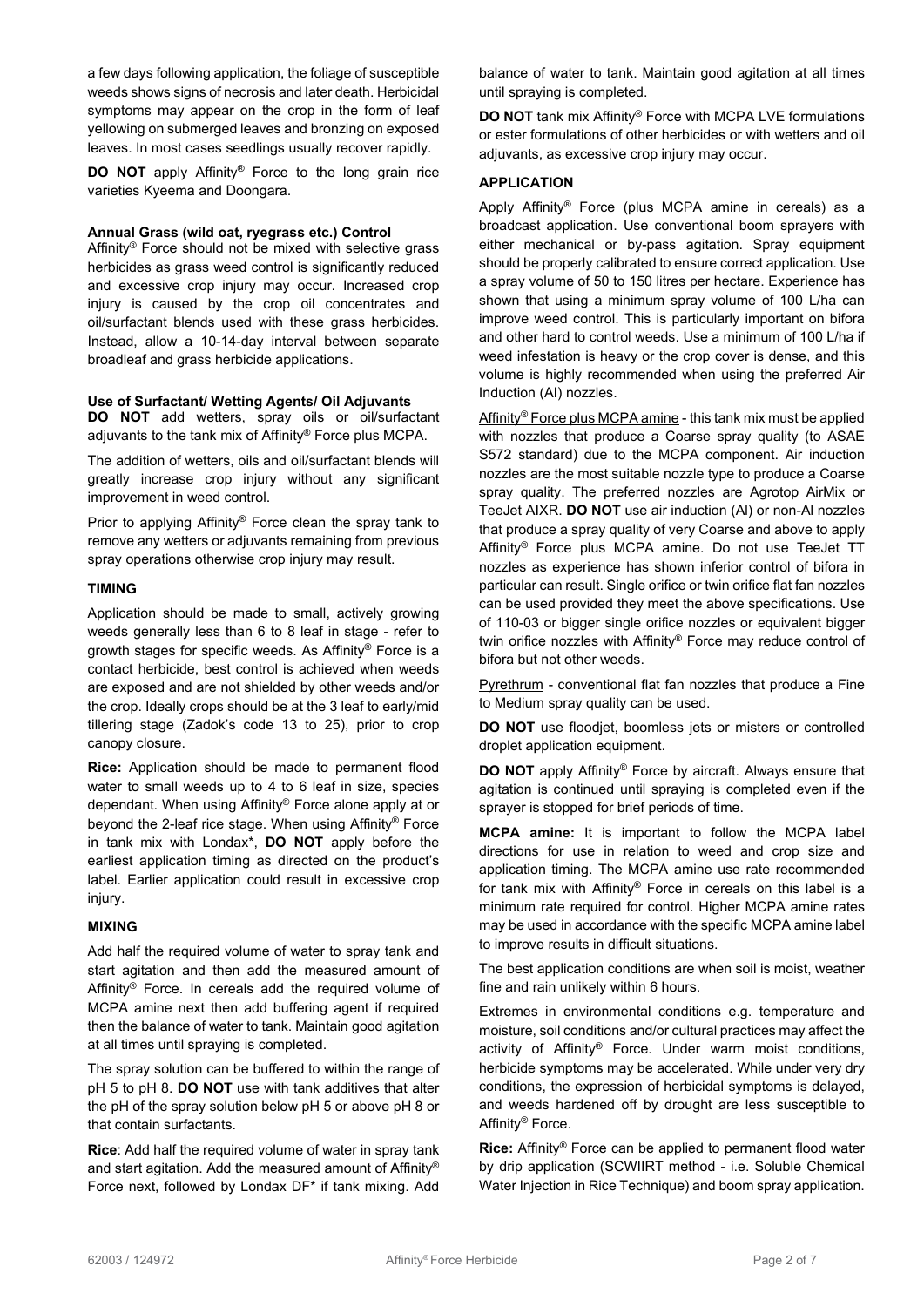a few days following application, the foliage of susceptible weeds shows signs of necrosis and later death. Herbicidal symptoms may appear on the crop in the form of leaf yellowing on submerged leaves and bronzing on exposed leaves. In most cases seedlings usually recover rapidly.

**DO NOT** apply Affinity® Force to the long grain rice varieties Kyeema and Doongara.

**Annual Grass (wild oat, ryegrass etc.) Control**

Affinity® Force should not be mixed with selective grass herbicides as grass weed control is significantly reduced and excessive crop injury may occur. Increased crop injury is caused by the crop oil concentrates and oil/surfactant blends used with these grass herbicides. Instead, allow a 10-14-day interval between separate broadleaf and grass herbicide applications.

**Use of Surfactant/ Wetting Agents/ Oil Adjuvants**

**DO NOT** add wetters, spray oils or oil/surfactant adjuvants to the tank mix of Affinity® Force plus MCPA.

The addition of wetters, oils and oil/surfactant blends will greatly increase crop injury without any significant improvement in weed control.

Prior to applying Affinity® Force clean the spray tank to remove any wetters or adjuvants remaining from previous spray operations otherwise crop injury may result.

**TIMING**

Application should be made to small, actively growing weeds generally less than 6 to 8 leaf in stage - refer to growth stages for specific weeds. As Affinity® Force is a contact herbicide, best control is achieved when weeds are exposed and are not shielded by other weeds and/or the crop. Ideally crops should be at the 3 leaf to early/mid tillering stage (Zadok's code 13 to 25), prior to crop canopy closure.

**Rice:** Application should be made to permanent flood water to small weeds up to 4 to 6 leaf in size, species dependant. When using Affinity® Force alone apply at or beyond the 2-leaf rice stage. When using Affinity® Force in tank mix with Londax*, **DO NOT** apply before the earliest application timing as directed on the product's label. Earlier application could result in excessive crop injury.

**MIXING**

Add half the required volume of water to spray tank and start agitation and then add the measured amount of Affinity® Force. In cereals add the required volume of MCPA amine next then add buffering agent if required then the balance of water to tank. Maintain good agitation at all times until spraying is completed.

The spray solution can be buffered to within the range of pH 5 to pH 8. **DO NOT** use with tank additives that alter the pH of the spray solution below pH 5 or above pH 8 or that contain surfactants.

**Rice**: Add half the required volume of water in spray tank and start agitation. Add the measured amount of Affinity® Force next, followed by Londax DF* if tank mixing. Add balance of water to tank. Maintain good agitation at all times until spraying is completed.

**DO NOT** tank mix Affinity® Force with MCPA LVE formulations or ester formulations of other herbicides or with wetters and oil adjuvants, as excessive crop injury may occur.

**APPLICATION**

Apply Affinity® Force (plus MCPA amine in cereals) as a broadcast application. Use conventional boom sprayers with either mechanical or by-pass agitation. Spray equipment should be properly calibrated to ensure correct application. Use a spray volume of 50 to 150 litres per hectare. Experience has shown that using a minimum spray volume of 100 L/ha can improve weed control. This is particularly important on bifora and other hard to control weeds. Use a minimum of 100 L/ha if weed infestation is heavy or the crop cover is dense, and this volume is highly recommended when using the preferred Air Induction (AI) nozzles.

Affinity® Force plus MCPA amine - this tank mix must be applied with nozzles that produce a Coarse spray quality (to ASAE S572 standard) due to the MCPA component. Air induction nozzles are the most suitable nozzle type to produce a Coarse spray quality. The preferred nozzles are Agrotop AirMix or TeeJet AIXR. **DO NOT** use air induction (AI) or non-AI nozzles that produce a spray quality of very Coarse and above to apply Affinity® Force plus MCPA amine. Do not use TeeJet TT nozzles as experience has shown inferior control of bifora in particular can result. Single orifice or twin orifice flat fan nozzles can be used provided they meet the above specifications. Use of 110-03 or bigger single orifice nozzles or equivalent bigger twin orifice nozzles with Affinity® Force may reduce control of bifora but not other weeds.

Pyrethrum - conventional flat fan nozzles that produce a Fine to Medium spray quality can be used.

**DO NOT** use floodjet, boomless jets or misters or controlled droplet application equipment.

**DO NOT** apply Affinity® Force by aircraft. Always ensure that agitation is continued until spraying is completed even if the sprayer is stopped for brief periods of time.

**MCPA amine:** It is important to follow the MCPA label directions for use in relation to weed and crop size and application timing. The MCPA amine use rate recommended for tank mix with Affinity® Force in cereals on this label is a minimum rate required for control. Higher MCPA amine rates may be used in accordance with the specific MCPA amine label to improve results in difficult situations.

The best application conditions are when soil is moist, weather fine and rain unlikely within 6 hours.

Extremes in environmental conditions e.g. temperature and moisture, soil conditions and/or cultural practices may affect the activity of Affinity® Force. Under warm moist conditions, herbicide symptoms may be accelerated. While under very dry conditions, the expression of herbicidal symptoms is delayed, and weeds hardened off by drought are less susceptible to Affinity® Force.

**Rice:** Affinity® Force can be applied to permanent flood water by drip application (SCWIIRT method - i.e. Soluble Chemical Water Injection in Rice Technique) and boom spray application.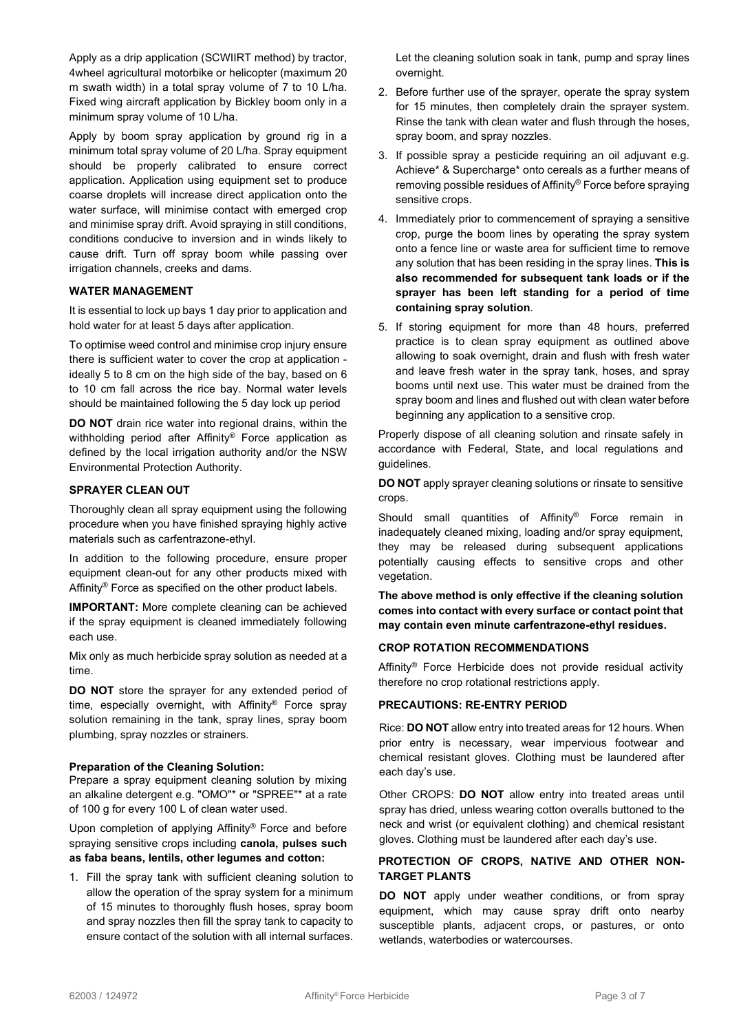Apply as a drip application (SCWIIRT method) by tractor, 4wheel agricultural motorbike or helicopter (maximum 20 m swath width) in a total spray volume of 7 to 10 L/ha. Fixed wing aircraft application by Bickley boom only in a minimum spray volume of 10 L/ha.

Apply by boom spray application by ground rig in a minimum total spray volume of 20 L/ha. Spray equipment should be properly calibrated to ensure correct application. Application using equipment set to produce coarse droplets will increase direct application onto the water surface, will minimise contact with emerged crop and minimise spray drift. Avoid spraying in still conditions, conditions conducive to inversion and in winds likely to cause drift. Turn off spray boom while passing over irrigation channels, creeks and dams.

### WATER MANAGEMENT

It is essential to lock up bays 1 day prior to application and hold water for at least 5 days after application.

To optimise weed control and minimise crop injury ensure there is sufficient water to cover the crop at application - ideally 5 to 8 cm on the high side of the bay, based on 6 to 10 cm fall across the rice bay. Normal water levels should be maintained following the 5 day lock up period

**DO NOT** drain rice water into regional drains, within the withholding period after Affinity® Force application as defined by the local irrigation authority and/or the NSW Environmental Protection Authority.

### SPRAYER CLEAN OUT

Thoroughly clean all spray equipment using the following procedure when you have finished spraying highly active materials such as carfentrazone-ethyl.

In addition to the following procedure, ensure proper equipment clean-out for any other products mixed with Affinity® Force as specified on the other product labels.

**IMPORTANT:** More complete cleaning can be achieved if the spray equipment is cleaned immediately following each use.

Mix only as much herbicide spray solution as needed at a time.

**DO NOT** store the sprayer for any extended period of time, especially overnight, with Affinity® Force spray solution remaining in the tank, spray lines, spray boom plumbing, spray nozzles or strainers.

**Preparation of the Cleaning Solution:**
Prepare a spray equipment cleaning solution by mixing an alkaline detergent e.g. "OMO"* or "SPREE"* at a rate of 100 g for every 100 L of clean water used.

Upon completion of applying Affinity® Force and before spraying sensitive crops including **canola, pulses such as faba beans, lentils, other legumes and cotton:**

1. Fill the spray tank with sufficient cleaning solution to allow the operation of the spray system for a minimum of 15 minutes to thoroughly flush hoses, spray boom and spray nozzles then fill the spray tank to capacity to ensure contact of the solution with all internal surfaces. Let the cleaning solution soak in tank, pump and spray lines overnight.
2. Before further use of the sprayer, operate the spray system for 15 minutes, then completely drain the sprayer system. Rinse the tank with clean water and flush through the hoses, spray boom, and spray nozzles.
3. If possible spray a pesticide requiring an oil adjuvant e.g. Achieve* & Supercharge* onto cereals as a further means of removing possible residues of Affinity® Force before spraying sensitive crops.
4. Immediately prior to commencement of spraying a sensitive crop, purge the boom lines by operating the spray system onto a fence line or waste area for sufficient time to remove any solution that has been residing in the spray lines. **This is also recommended for subsequent tank loads or if the sprayer has been left standing for a period of time containing spray solution**.
5. If storing equipment for more than 48 hours, preferred practice is to clean spray equipment as outlined above allowing to soak overnight, drain and flush with fresh water and leave fresh water in the spray tank, hoses, and spray booms until next use. This water must be drained from the spray boom and lines and flushed out with clean water before beginning any application to a sensitive crop.

Properly dispose of all cleaning solution and rinsate safely in accordance with Federal, State, and local regulations and guidelines.

**DO NOT** apply sprayer cleaning solutions or rinsate to sensitive crops.

Should small quantities of Affinity® Force remain in inadequately cleaned mixing, loading and/or spray equipment, they may be released during subsequent applications potentially causing effects to sensitive crops and other vegetation.

**The above method is only effective if the cleaning solution comes into contact with every surface or contact point that may contain even minute carfentrazone-ethyl residues.**

### CROP ROTATION RECOMMENDATIONS

Affinity® Force Herbicide does not provide residual activity therefore no crop rotational restrictions apply.

### PRECAUTIONS: RE-ENTRY PERIOD

Rice: **DO NOT** allow entry into treated areas for 12 hours. When prior entry is necessary, wear impervious footwear and chemical resistant gloves. Clothing must be laundered after each day's use.

Other CROPS: **DO NOT** allow entry into treated areas until spray has dried, unless wearing cotton overalls buttoned to the neck and wrist (or equivalent clothing) and chemical resistant gloves. Clothing must be laundered after each day's use.

### PROTECTION OF CROPS, NATIVE AND OTHER NON-TARGET PLANTS

**DO NOT** apply under weather conditions, or from spray equipment, which may cause spray drift onto nearby susceptible plants, adjacent crops, or pastures, or onto wetlands, waterbodies or watercourses.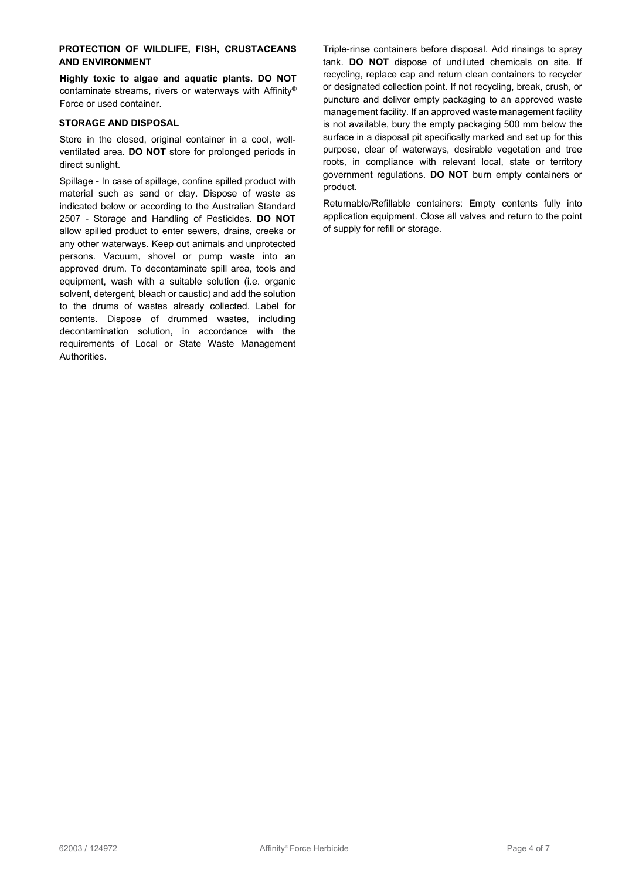### PROTECTION OF WILDLIFE, FISH, CRUSTACEANS AND ENVIRONMENT

**Highly toxic to algae and aquatic plants. DO NOT** contaminate streams, rivers or waterways with Affinity® Force or used container.

### STORAGE AND DISPOSAL

Store in the closed, original container in a cool, well-ventilated area. **DO NOT** store for prolonged periods in direct sunlight.

Spillage - In case of spillage, confine spilled product with material such as sand or clay. Dispose of waste as indicated below or according to the Australian Standard 2507 - Storage and Handling of Pesticides. **DO NOT** allow spilled product to enter sewers, drains, creeks or any other waterways. Keep out animals and unprotected persons. Vacuum, shovel or pump waste into an approved drum. To decontaminate spill area, tools and equipment, wash with a suitable solution (i.e. organic solvent, detergent, bleach or caustic) and add the solution to the drums of wastes already collected. Label for contents. Dispose of drummed wastes, including decontamination solution, in accordance with the requirements of Local or State Waste Management Authorities.

Triple-rinse containers before disposal. Add rinsings to spray tank. **DO NOT** dispose of undiluted chemicals on site. If recycling, replace cap and return clean containers to recycler or designated collection point. If not recycling, break, crush, or puncture and deliver empty packaging to an approved waste management facility. If an approved waste management facility is not available, bury the empty packaging 500 mm below the surface in a disposal pit specifically marked and set up for this purpose, clear of waterways, desirable vegetation and tree roots, in compliance with relevant local, state or territory government regulations. **DO NOT** burn empty containers or product.

Returnable/Refillable containers: Empty contents fully into application equipment. Close all valves and return to the point of supply for refill or storage.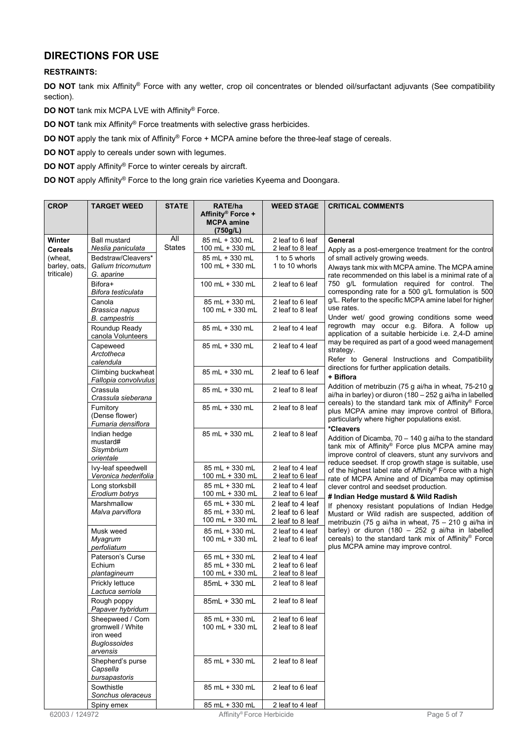## DIRECTIONS FOR USE

**RESTRAINTS:**

**DO NOT** tank mix Affinity® Force with any wetter, crop oil concentrates or blended oil/surfactant adjuvants (See compatibility section).

**DO NOT** tank mix MCPA LVE with Affinity® Force.

**DO NOT** tank mix Affinity® Force treatments with selective grass herbicides.

**DO NOT** apply the tank mix of Affinity® Force + MCPA amine before the three-leaf stage of cereals.

**DO NOT** apply to cereals under sown with legumes.

**DO NOT** apply Affinity® Force to winter cereals by aircraft.

**DO NOT** apply Affinity® Force to the long grain rice varieties Kyeema and Doongara.

| CROP | TARGET WEED | STATE | RATE/ha Affinity® Force + MCPA amine (750g/L) | WEED STAGE | CRITICAL COMMENTS |
|---|---|---|---|---|---|
| **Winter Cereals** (wheat, barley, oats, triticale) | Ball mustard *Neslia paniculata* | All States | 85 mL + 330 mL<br>100 mL + 330 mL | 2 leaf to 6 leaf<br>2 leaf to 8 leaf | **General**<br>Apply as a post-emergence treatment for the control of small actively growing weeds.<br>Always tank mix with MCPA amine. The MCPA amine rate recommended on this label is a minimal rate of a 750 g/L formulation required for control. The corresponding rate for a 500 g/L formulation is 500 g/L. Refer to the specific MCPA amine label for higher use rates.<br>Under wet/ good growing conditions some weed regrowth may occur e.g. Bifora. A follow up application of a suitable herbicide i.e. 2,4-D amine may be required as part of a good weed management strategy.<br>Refer to General Instructions and Compatibility directions for further application details.<br>**+ Biflora**<br>Addition of metribuzin (75 g ai/ha in wheat, 75-210 g ai/ha in barley) or diuron (180 – 252 g ai/ha in labelled cereals) to the standard tank mix of Affinity® Force plus MCPA amine may improve control of Biflora, particularly where higher populations exist.<br>**\*Cleavers**<br>Addition of Dicamba, 70 – 140 g ai/ha to the standard tank mix of Affinity® Force plus MCPA amine may improve control of cleavers, stunt any survivors and reduce seedset. If crop growth stage is suitable, use of the highest label rate of Affinity® Force with a high rate of MCPA Amine and of Dicamba may optimise clever control and seedset production.<br>**# Indian Hedge mustard & Wild Radish**<br>If phenoxy resistant populations of Indian Hedge Mustard or Wild radish are suspected, addition of metribuzin (75 g ai/ha in wheat, 75 – 210 g ai/ha in barley) or diuron (180 – 252 g ai/ha in labelled cereals) to the standard tank mix of Affinity® Force plus MCPA amine may improve control. |
| | Bedstraw/Cleavers* *Galium tricornutum G. aparine* | | 85 mL + 330 mL<br>100 mL + 330 mL | 1 to 5 whorls<br>1 to 10 whorls | |
| | Bifora+ *Bifora testiculata* | | 100 mL + 330 mL | 2 leaf to 6 leaf | |
| | Canola *Brassica napus B. campestris* | | 85 mL + 330 mL<br>100 mL + 330 mL | 2 leaf to 6 leaf<br>2 leaf to 8 leaf | |
| | Roundup Ready canola Volunteers | | 85 mL + 330 mL | 2 leaf to 4 leaf | |
| | Capeweed *Arctotheca calendula* | | 85 mL + 330 mL | 2 leaf to 4 leaf | |
| | Climbing buckwheat *Fallopia convolvulus* | | 85 mL + 330 mL | 2 leaf to 6 leaf | |
| | Crassula *Crassula sieberana* | | 85 mL + 330 mL | 2 leaf to 8 leaf | |
| | Fumitory (Dense flower) *Fumaria densiflora* | | 85 mL + 330 mL | 2 leaf to 8 leaf | |
| | Indian hedge mustard# *Sisymbrium orientale* | | 85 mL + 330 mL | 2 leaf to 8 leaf | |
| | Ivy-leaf speedwell *Veronica hederifolia* | | 85 mL + 330 mL<br>100 mL + 330 mL | 2 leaf to 4 leaf<br>2 leaf to 6 leaf | |
| | Long storksbill *Erodium botrys* | | 85 mL + 330 mL<br>100 mL + 330 mL | 2 leaf to 4 leaf<br>2 leaf to 6 leaf | |
| | Marshmallow *Malva parviflora* | | 65 mL + 330 mL<br>85 mL + 330 mL<br>100 mL + 330 mL | 2 leaf to 4 leaf<br>2 leaf to 6 leaf<br>2 leaf to 8 leaf | |
| | Musk weed *Myagrum perfoliatum* | | 85 mL + 330 mL<br>100 mL + 330 mL | 2 leaf to 4 leaf<br>2 leaf to 6 leaf | |
| | Paterson's Curse *Echium plantagineum* | | 65 mL + 330 mL<br>85 mL + 330 mL<br>100 mL + 330 mL | 2 leaf to 4 leaf<br>2 leaf to 6 leaf<br>2 leaf to 8 leaf | |
| | Prickly lettuce *Lactuca serriola* | | 85mL + 330 mL | 2 leaf to 8 leaf | |
| | Rough poppy *Papaver hybridum* | | 85mL + 330 mL | 2 leaf to 8 leaf | |
| | Sheepweed / Corn gromwell / White iron weed *Buglossoides arvensis* | | 85 mL + 330 mL<br>100 mL + 330 mL | 2 leaf to 6 leaf<br>2 leaf to 8 leaf | |
| | Shepherd's purse *Capsella bursapastoris* | | 85 mL + 330 mL | 2 leaf to 8 leaf | |
| | Sowthistle *Sonchus oleraceus* | | 85 mL + 330 mL | 2 leaf to 6 leaf | |
| | Spiny emex | | 85 mL + 330 mL | 2 leaf to 4 leaf | |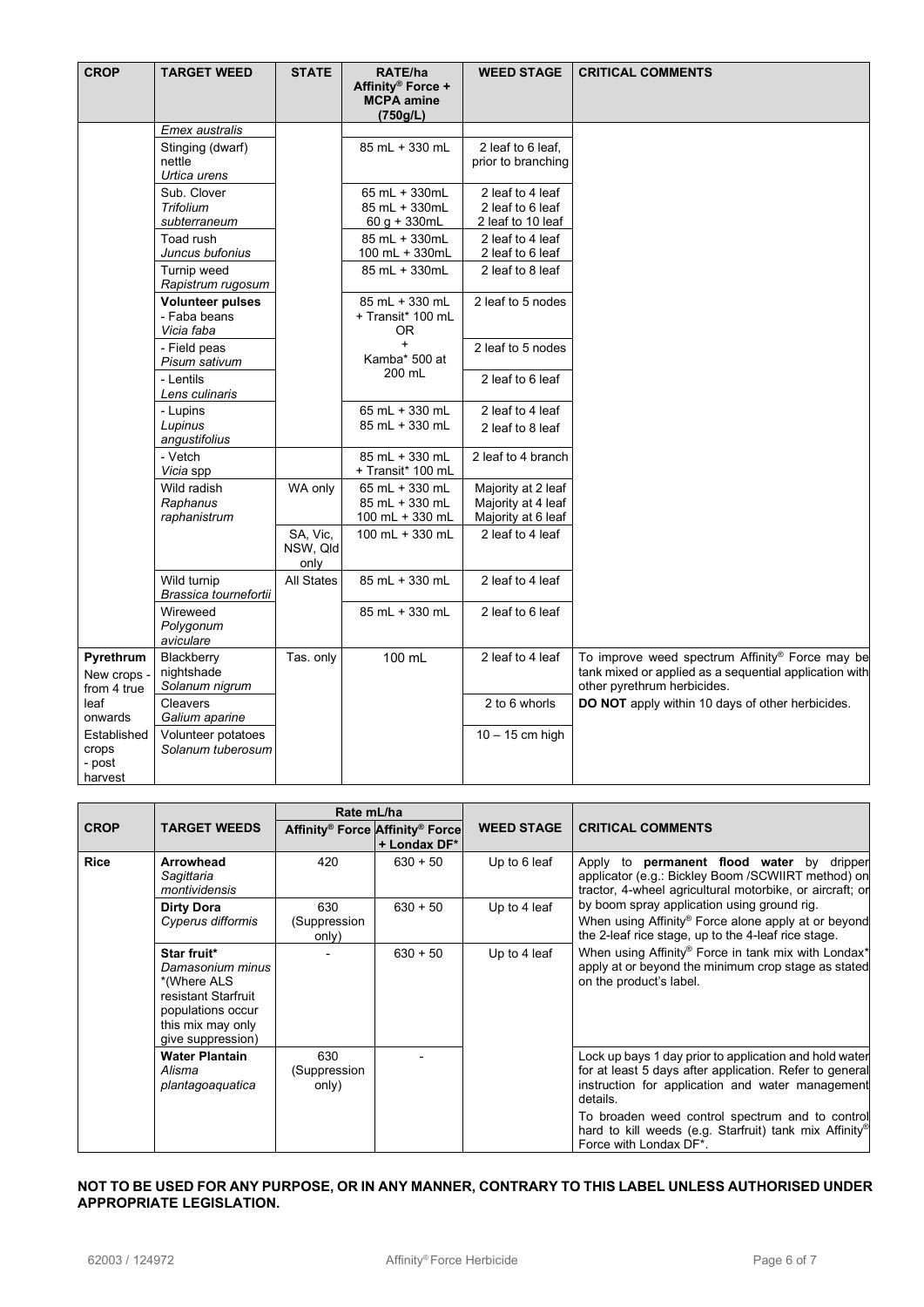| CROP | TARGET WEED | STATE | RATE/ha Affinity® Force + MCPA amine (750g/L) | WEED STAGE | CRITICAL COMMENTS |
|---|---|---|---|---|---|
| | *Emex australis* | | | | |
| | Stinging (dwarf) nettle *Urtica urens* | | 85 mL + 330 mL | 2 leaf to 6 leaf, prior to branching | |
| | Sub. Clover *Trifolium subterraneum* | | 65 mL + 330mL<br>85 mL + 330mL<br>60 g + 330mL | 2 leaf to 4 leaf<br>2 leaf to 6 leaf<br>2 leaf to 10 leaf | |
| | Toad rush *Juncus bufonius* | | 85 mL + 330mL<br>100 mL + 330mL | 2 leaf to 4 leaf<br>2 leaf to 6 leaf | |
| | Turnip weed *Rapistrum rugosum* | | 85 mL + 330mL | 2 leaf to 8 leaf | |
| | **Volunteer pulses**<br>- Faba beans *Vicia faba* | | 85 mL + 330 mL + Transit* 100 mL OR + Kamba* 500 at 200 mL | 2 leaf to 5 nodes | |
| | - Field peas *Pisum sativum* | | | 2 leaf to 5 nodes | |
| | - Lentils *Lens culinaris* | | | 2 leaf to 6 leaf | |
| | - Lupins *Lupinus angustifolius* | | 65 mL + 330 mL<br>85 mL + 330 mL | 2 leaf to 4 leaf<br>2 leaf to 8 leaf | |
| | - Vetch *Vicia* spp | | 85 mL + 330 mL + Transit* 100 mL | 2 leaf to 4 branch | |
| | Wild radish *Raphanus raphanistrum* | WA only | 65 mL + 330 mL<br>85 mL + 330 mL<br>100 mL + 330 mL | Majority at 2 leaf<br>Majority at 4 leaf<br>Majority at 6 leaf | |
| | | SA, Vic, NSW, Qld only | 100 mL + 330 mL | 2 leaf to 4 leaf | |
| | Wild turnip *Brassica tournefortii* | All States | 85 mL + 330 mL | 2 leaf to 4 leaf | |
| | Wireweed *Polygonum aviculare* | | 85 mL + 330 mL | 2 leaf to 6 leaf | |
| **Pyrethrum**<br>New crops - from 4 true leaf onwards<br>Established crops - post harvest | Blackberry nightshade *Solanum nigrum* | Tas. only | 100 mL | 2 leaf to 4 leaf | To improve weed spectrum Affinity® Force may be tank mixed or applied as a sequential application with other pyrethrum herbicides.<br>**DO NOT** apply within 10 days of other herbicides. |
| | Cleavers *Galium aparine* | | | 2 to 6 whorls | |
| | Volunteer potatoes *Solanum tuberosum* | | | 10 – 15 cm high | |

| CROP | TARGET WEEDS | Rate mL/ha | | WEED STAGE | CRITICAL COMMENTS |
|---|---|---|---|---|---|
| | | Affinity® Force | Affinity® Force + Londax DF* | | |
| **Rice** | **Arrowhead** *Sagittaria montividensis* | 420 | 630 + 50 | Up to 6 leaf | Apply to **permanent flood water** by dripper applicator (e.g.: Bickley Boom /SCWIIRT method) on tractor, 4-wheel agricultural motorbike, or aircraft; or by boom spray application using ground rig.<br>When using Affinity® Force alone apply at or beyond the 2-leaf rice stage, up to the 4-leaf rice stage.<br>When using Affinity® Force in tank mix with Londax* apply at or beyond the minimum crop stage as stated on the product's label. |
| | **Dirty Dora** *Cyperus difformis* | 630 (Suppression only) | 630 + 50 | Up to 4 leaf | |
| | **Star fruit*** *Damasonium minus* *(Where ALS resistant Starfruit populations occur this mix may only give suppression) | - | 630 + 50 | Up to 4 leaf | |
| | **Water Plantain** *Alisma plantagoaquatica* | 630 (Suppression only) | - | | Lock up bays 1 day prior to application and hold water for at least 5 days after application. Refer to general instruction for application and water management details.<br>To broaden weed control spectrum and to control hard to kill weeds (e.g. Starfruit) tank mix Affinity® Force with Londax DF*. |

**NOT TO BE USED FOR ANY PURPOSE, OR IN ANY MANNER, CONTRARY TO THIS LABEL UNLESS AUTHORISED UNDER APPROPRIATE LEGISLATION.**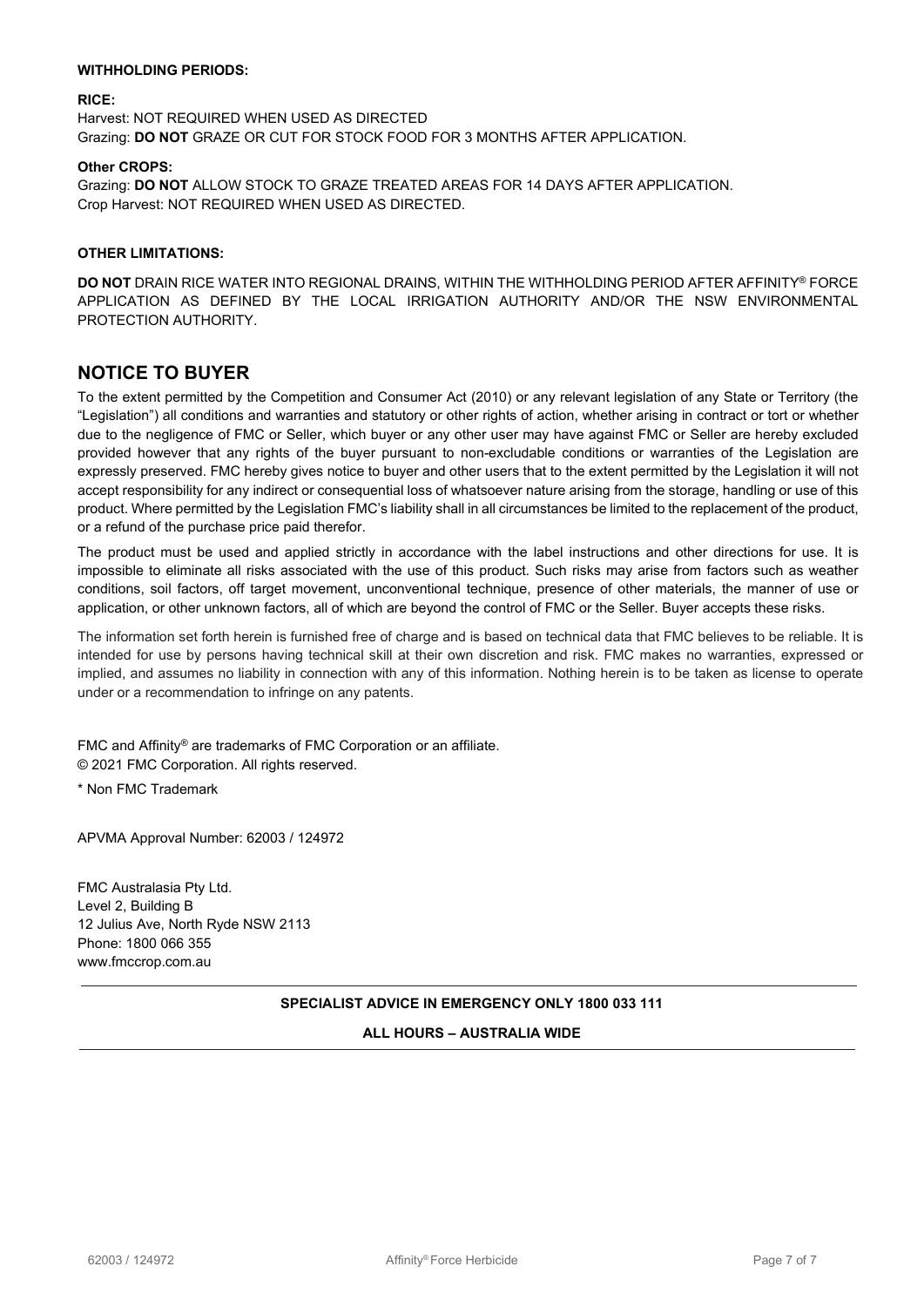**WITHHOLDING PERIODS:**

**RICE:**

Harvest: NOT REQUIRED WHEN USED AS DIRECTED
Grazing: **DO NOT** GRAZE OR CUT FOR STOCK FOOD FOR 3 MONTHS AFTER APPLICATION.

**Other CROPS:**

Grazing: **DO NOT** ALLOW STOCK TO GRAZE TREATED AREAS FOR 14 DAYS AFTER APPLICATION.
Crop Harvest: NOT REQUIRED WHEN USED AS DIRECTED.

**OTHER LIMITATIONS:**

**DO NOT** DRAIN RICE WATER INTO REGIONAL DRAINS, WITHIN THE WITHHOLDING PERIOD AFTER AFFINITY® FORCE APPLICATION AS DEFINED BY THE LOCAL IRRIGATION AUTHORITY AND/OR THE NSW ENVIRONMENTAL PROTECTION AUTHORITY.

## NOTICE TO BUYER

To the extent permitted by the Competition and Consumer Act (2010) or any relevant legislation of any State or Territory (the "Legislation") all conditions and warranties and statutory or other rights of action, whether arising in contract or tort or whether due to the negligence of FMC or Seller, which buyer or any other user may have against FMC or Seller are hereby excluded provided however that any rights of the buyer pursuant to non-excludable conditions or warranties of the Legislation are expressly preserved. FMC hereby gives notice to buyer and other users that to the extent permitted by the Legislation it will not accept responsibility for any indirect or consequential loss of whatsoever nature arising from the storage, handling or use of this product. Where permitted by the Legislation FMC's liability shall in all circumstances be limited to the replacement of the product, or a refund of the purchase price paid therefor.

The product must be used and applied strictly in accordance with the label instructions and other directions for use. It is impossible to eliminate all risks associated with the use of this product. Such risks may arise from factors such as weather conditions, soil factors, off target movement, unconventional technique, presence of other materials, the manner of use or application, or other unknown factors, all of which are beyond the control of FMC or the Seller. Buyer accepts these risks.

The information set forth herein is furnished free of charge and is based on technical data that FMC believes to be reliable. It is intended for use by persons having technical skill at their own discretion and risk. FMC makes no warranties, expressed or implied, and assumes no liability in connection with any of this information. Nothing herein is to be taken as license to operate under or a recommendation to infringe on any patents.

FMC and Affinity® are trademarks of FMC Corporation or an affiliate.
© 2021 FMC Corporation. All rights reserved.

* Non FMC Trademark

APVMA Approval Number: 62003 / 124972

FMC Australasia Pty Ltd.
Level 2, Building B
12 Julius Ave, North Ryde NSW 2113
Phone: 1800 066 355
www.fmccrop.com.au

**SPECIALIST ADVICE IN EMERGENCY ONLY 1800 033 111**

**ALL HOURS – AUSTRALIA WIDE**